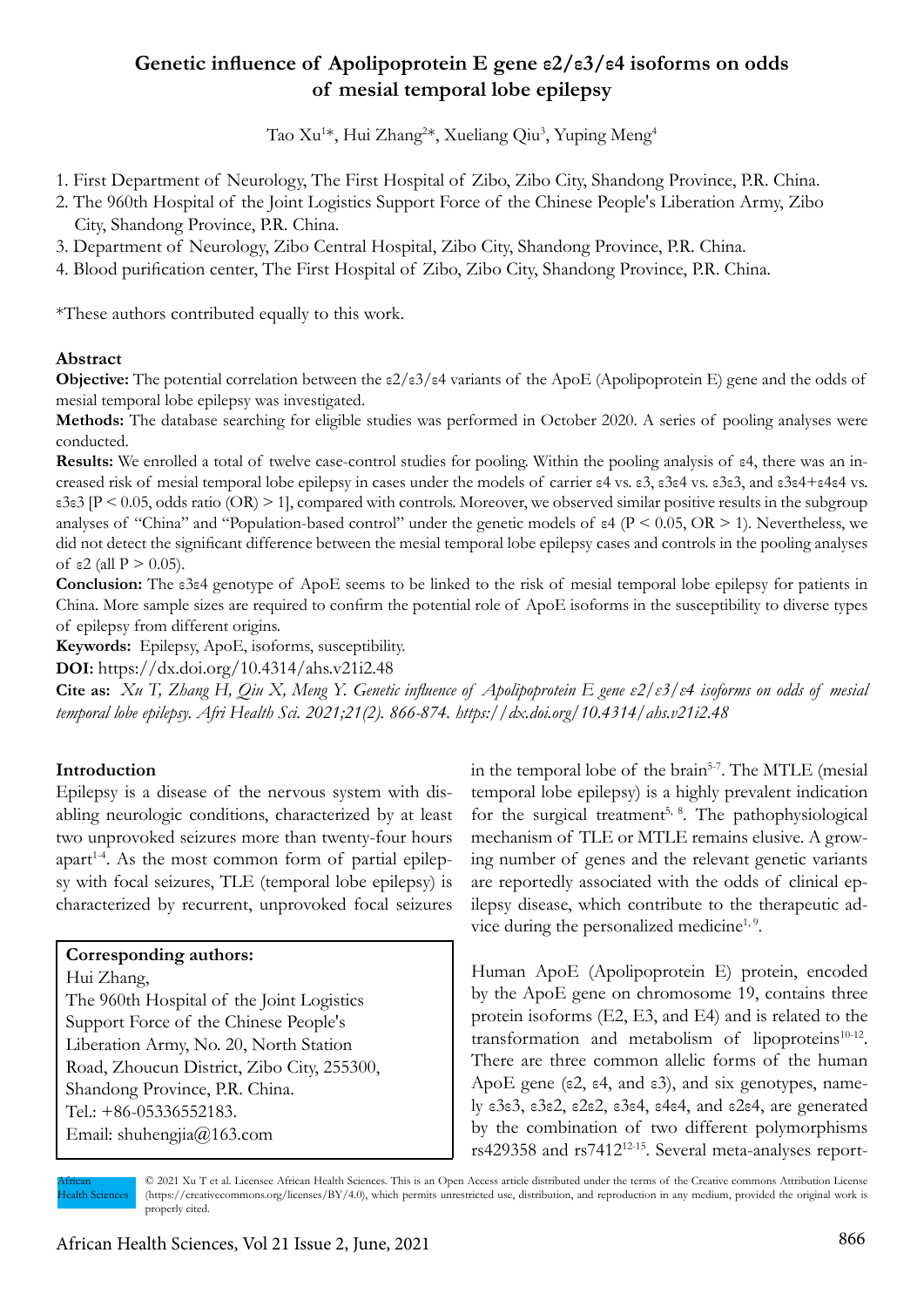# Genetic influence of Apolipoprotein E gene ε2/ε3/ε4 isoforms on odds of mesial temporal lobe epilepsy

Tao Xu[1]*, Hui Zhang[2]*, Xueliang Qiu[3], Yuping Meng[4]

1. First Department of Neurology, The First Hospital of Zibo, Zibo City, Shandong Province, P.R. China.
2. The 960th Hospital of the Joint Logistics Support Force of the Chinese People's Liberation Army, Zibo City, Shandong Province, P.R. China.
3. Department of Neurology, Zibo Central Hospital, Zibo City, Shandong Province, P.R. China.
4. Blood purification center, The First Hospital of Zibo, Zibo City, Shandong Province, P.R. China.

*These authors contributed equally to this work.

## Abstract

**Objective:** The potential correlation between the ε2/ε3/ε4 variants of the ApoE (Apolipoprotein E) gene and the odds of mesial temporal lobe epilepsy was investigated.

**Methods:** The database searching for eligible studies was performed in October 2020. A series of pooling analyses were conducted.

**Results:** We enrolled a total of twelve case-control studies for pooling. Within the pooling analysis of ε4, there was an increased risk of mesial temporal lobe epilepsy in cases under the models of carrier ε4 vs. ε3, ε3ε4 vs. ε3ε3, and ε3ε4+ε4ε4 vs. ε3ε3 [$P < 0.05$, odds ratio (OR) > 1], compared with controls. Moreover, we observed similar positive results in the subgroup analyses of "China" and "Population-based control" under the genetic models of ε4 ($P < 0.05$, OR > 1). Nevertheless, we did not detect the significant difference between the mesial temporal lobe epilepsy cases and controls in the pooling analyses of ε2 (all $P > 0.05$).

**Conclusion:** The ε3ε4 genotype of ApoE seems to be linked to the risk of mesial temporal lobe epilepsy for patients in China. More sample sizes are required to confirm the potential role of ApoE isoforms in the susceptibility to diverse types of epilepsy from different origins.

**Keywords:** Epilepsy, ApoE, isoforms, susceptibility.

**DOI:** https://dx.doi.org/10.4314/ahs.v21i2.48

**Cite as:** *Xu T, Zhang H, Qiu X, Meng Y. Genetic influence of Apolipoprotein E gene ε2/ε3/ε4 isoforms on odds of mesial temporal lobe epilepsy. Afri Health Sci. 2021;21(2). 866-874. https://dx.doi.org/10.4314/ahs.v21i2.48*

## Introduction

Epilepsy is a disease of the nervous system with disabling neurologic conditions, characterized by at least two unprovoked seizures more than twenty-four hours apart[1-4]. As the most common form of partial epilepsy with focal seizures, TLE (temporal lobe epilepsy) is characterized by recurrent, unprovoked focal seizures in the temporal lobe of the brain[5-7]. The MTLE (mesial temporal lobe epilepsy) is a highly prevalent indication for the surgical treatment[5, 8]. The pathophysiological mechanism of TLE or MTLE remains elusive. A growing number of genes and the relevant genetic variants are reportedly associated with the odds of clinical epilepsy disease, which contribute to the therapeutic advice during the personalized medicine[1, 9].

**Corresponding authors:**
Hui Zhang,
The 960th Hospital of the Joint Logistics Support Force of the Chinese People's Liberation Army, No. 20, North Station Road, Zhoucun District, Zibo City, 255300, Shandong Province, P.R. China.
Tel.: +86-05336552183.
Email: shuhengjia@163.com

Human ApoE (Apolipoprotein E) protein, encoded by the ApoE gene on chromosome 19, contains three protein isoforms (E2, E3, and E4) and is related to the transformation and metabolism of lipoproteins[10-12]. There are three common allelic forms of the human ApoE gene (ε2, ε4, and ε3), and six genotypes, namely ε3ε3, ε3ε2, ε2ε2, ε3ε4, ε4ε4, and ε2ε4, are generated by the combination of two different polymorphisms rs429358 and rs7412[12-15]. Several meta-analyses report-

© 2021 Xu T et al. Licensee African Health Sciences. This is an Open Access article distributed under the terms of the Creative commons Attribution License (https://creativecommons.org/licenses/BY/4.0), which permits unrestricted use, distribution, and reproduction in any medium, provided the original work is properly cited.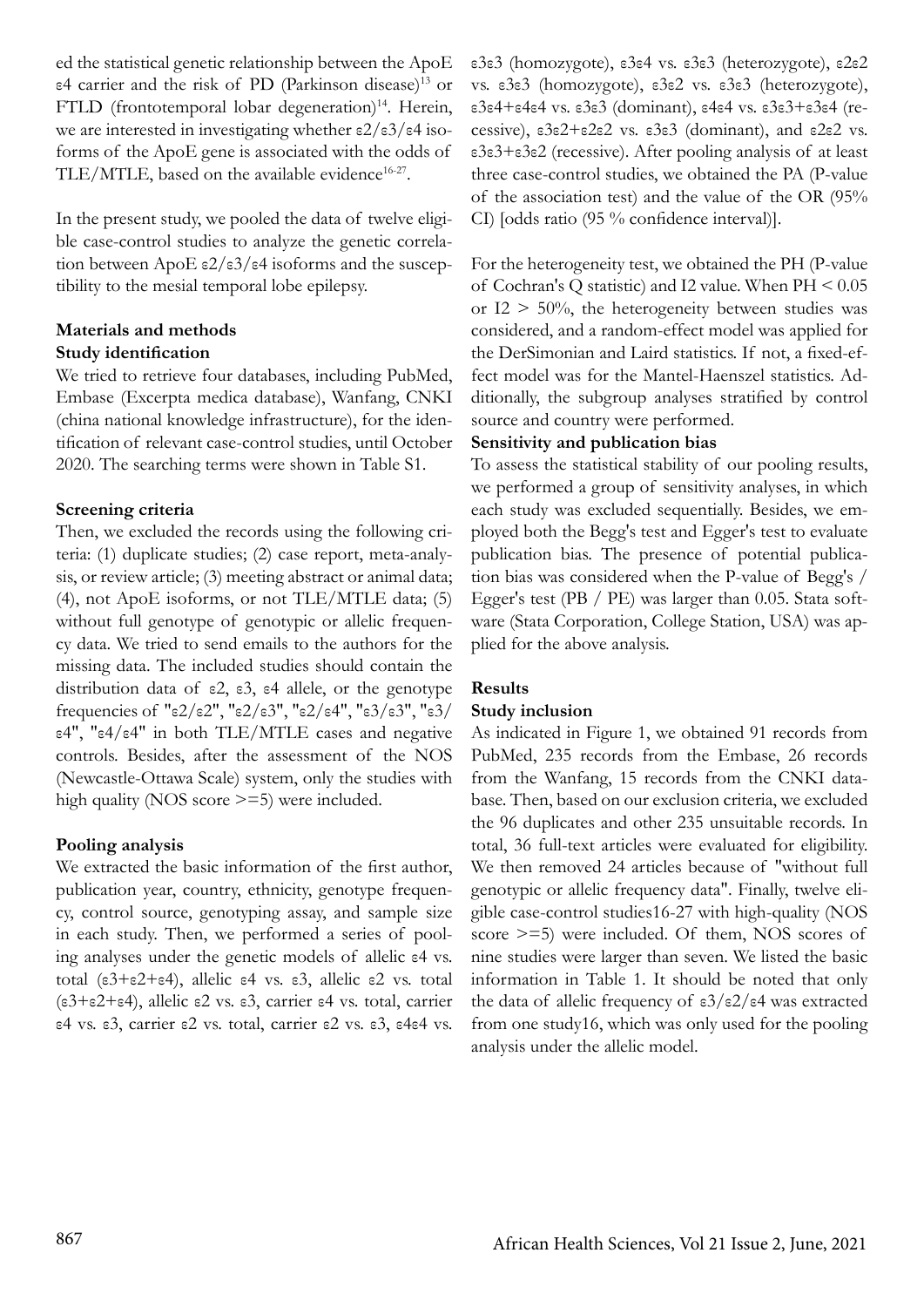ed the statistical genetic relationship between the ApoE ε4 carrier and the risk of PD (Parkinson disease)[13] or FTLD (frontotemporal lobar degeneration)[14]. Herein, we are interested in investigating whether ε2/ε3/ε4 isoforms of the ApoE gene is associated with the odds of TLE/MTLE, based on the available evidence[16-27].

In the present study, we pooled the data of twelve eligible case-control studies to analyze the genetic correlation between ApoE ε2/ε3/ε4 isoforms and the susceptibility to the mesial temporal lobe epilepsy.

## Materials and methods

### Study identification

We tried to retrieve four databases, including PubMed, Embase (Excerpta medica database), Wanfang, CNKI (china national knowledge infrastructure), for the identification of relevant case-control studies, until October 2020. The searching terms were shown in Table S1.

### Screening criteria

Then, we excluded the records using the following criteria: (1) duplicate studies; (2) case report, meta-analysis, or review article; (3) meeting abstract or animal data; (4), not ApoE isoforms, or not TLE/MTLE data; (5) without full genotype of genotypic or allelic frequency data. We tried to send emails to the authors for the missing data. The included studies should contain the distribution data of ε2, ε3, ε4 allele, or the genotype frequencies of "ε2/ε2", "ε2/ε3", "ε2/ε4", "ε3/ε3", "ε3/ε4", "ε4/ε4" in both TLE/MTLE cases and negative controls. Besides, after the assessment of the NOS (Newcastle-Ottawa Scale) system, only the studies with high quality (NOS score >=5) were included.

### Pooling analysis

We extracted the basic information of the first author, publication year, country, ethnicity, genotype frequency, control source, genotyping assay, and sample size in each study. Then, we performed a series of pooling analyses under the genetic models of allelic ε4 vs. total (ε3+ε2+ε4), allelic ε4 vs. ε3, allelic ε2 vs. total (ε3+ε2+ε4), allelic ε2 vs. ε3, carrier ε4 vs. total, carrier ε4 vs. ε3, carrier ε2 vs. total, carrier ε2 vs. ε3, ε4ε4 vs. ε3ε3 (homozygote), ε3ε4 vs. ε3ε3 (heterozygote), ε2ε2 vs. ε3ε3 (homozygote), ε3ε2 vs. ε3ε3 (heterozygote), ε3ε4+ε4ε4 vs. ε3ε3 (dominant), ε4ε4 vs. ε3ε3+ε3ε4 (recessive), ε3ε2+ε2ε2 vs. ε3ε3 (dominant), and ε2ε2 vs. ε3ε3+ε3ε2 (recessive). After pooling analysis of at least three case-control studies, we obtained the PA (P-value of the association test) and the value of the OR (95% CI) [odds ratio (95 % confidence interval)].

For the heterogeneity test, we obtained the PH (P-value of Cochran's Q statistic) and I2 value. When PH < 0.05 or I2 > 50%, the heterogeneity between studies was considered, and a random-effect model was applied for the DerSimonian and Laird statistics. If not, a fixed-effect model was for the Mantel-Haenszel statistics. Additionally, the subgroup analyses stratified by control source and country were performed.

### Sensitivity and publication bias

To assess the statistical stability of our pooling results, we performed a group of sensitivity analyses, in which each study was excluded sequentially. Besides, we employed both the Begg's test and Egger's test to evaluate publication bias. The presence of potential publication bias was considered when the P-value of Begg's / Egger's test (PB / PE) was larger than 0.05. Stata software (Stata Corporation, College Station, USA) was applied for the above analysis.

## Results

### Study inclusion

As indicated in Figure 1, we obtained 91 records from PubMed, 235 records from the Embase, 26 records from the Wanfang, 15 records from the CNKI database. Then, based on our exclusion criteria, we excluded the 96 duplicates and other 235 unsuitable records. In total, 36 full-text articles were evaluated for eligibility. We then removed 24 articles because of "without full genotypic or allelic frequency data". Finally, twelve eligible case-control studies16-27 with high-quality (NOS score >=5) were included. Of them, NOS scores of nine studies were larger than seven. We listed the basic information in Table 1. It should be noted that only the data of allelic frequency of ε3/ε2/ε4 was extracted from one study16, which was only used for the pooling analysis under the allelic model.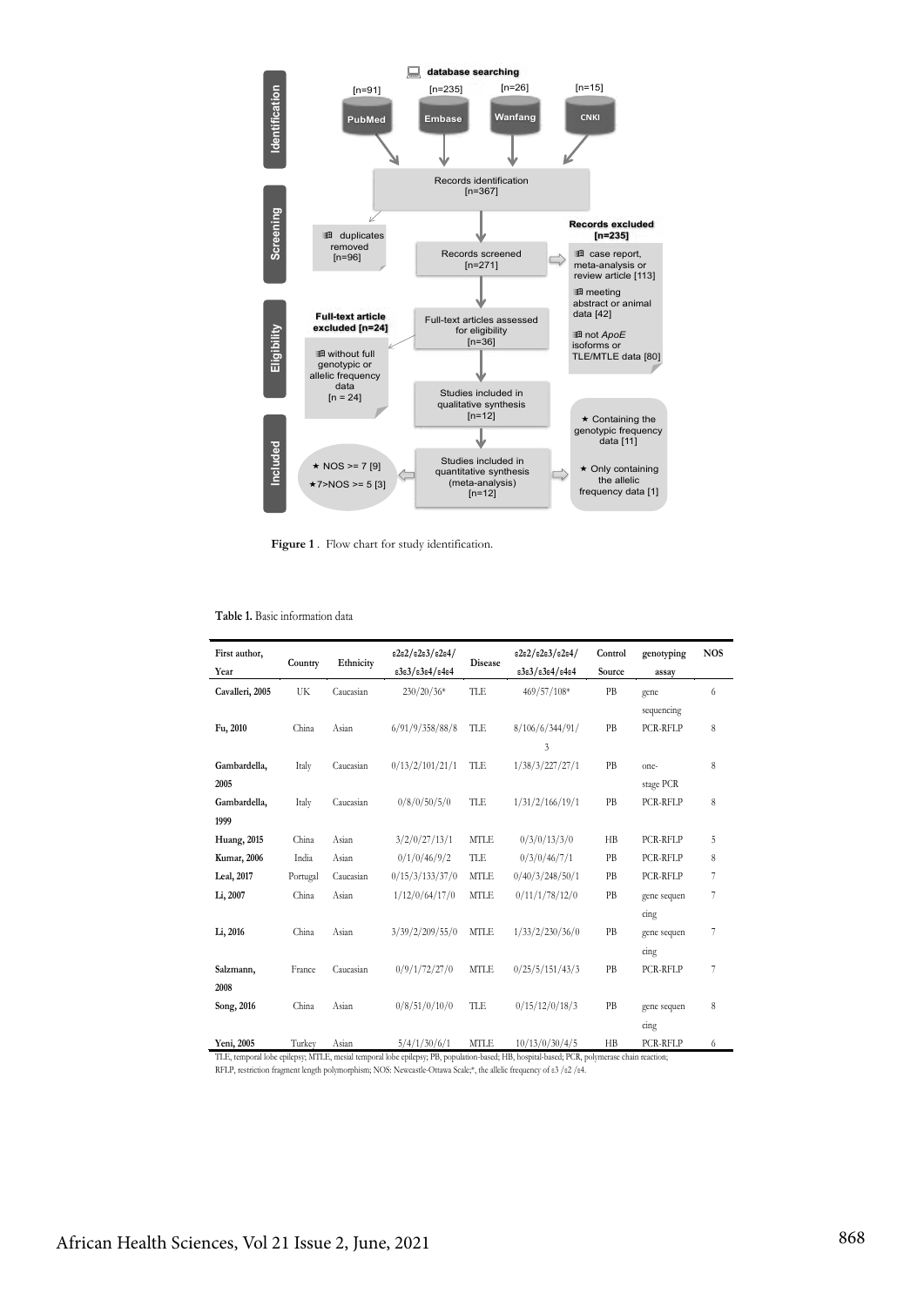**Identification**

database searching

- PubMed [n=91]
- Embase [n=235]
- Wanfang [n=26]
- CNKI [n=15]

Records identification [n=367]

**Screening**

duplicates removed [n=96]

Records screened [n=271]

**Records excluded [n=235]**

- case report, meta-analysis or review article [113]
- meeting abstract or animal data [42]
- not *ApoE* isoforms or TLE/MTLE data [80]

**Eligibility**

Full-texts articles assessed for eligibility [n=36]

**Full-text article excluded [n=24]**

- without full genotypic or allelic frequency data [n = 24]

Studies included in qualitative synthesis [n=12]

**Included**

Studies included in quantitative synthesis (meta-analysis) [n=12]

- ★ NOS >= 7 [9]
- ★7>NOS >= 5 [3]

- ★ Containing the genotypic frequency data [11]
- ★ Only containing the allelic frequency data [1]

**Figure 1**. Flow chart for study identification.

**Table 1.** Basic information data

| First author, Year | Country | Ethnicity | ε2ε2/ε2ε3/ε2ε4/ ε3ε3/ε3ε4/ε4ε4 | Disease | ε2ε2/ε2ε3/ε2ε4/ ε3ε3/ε3ε4/ε4ε4 | Control Source | genotyping assay | NOS |
|---|---|---|---|---|---|---|---|---|
| **Cavalleri, 2005** | UK | Caucasian | 230/20/36* | TLE | 469/57/108* | PB | gene sequencing | 6 |
| **Fu, 2010** | China | Asian | 6/91/9/358/88/8 | TLE | 8/106/6/344/91/3 | PB | PCR-RFLP | 8 |
| **Gambardella, 2005** | Italy | Caucasian | 0/13/2/101/21/1 | TLE | 1/38/3/227/27/1 | PB | one-stage PCR | 8 |
| **Gambardella, 1999** | Italy | Caucasian | 0/8/0/50/5/0 | TLE | 1/31/2/166/19/1 | PB | PCR-RFLP | 8 |
| **Huang, 2015** | China | Asian | 3/2/0/27/13/1 | MTLE | 0/3/0/13/3/0 | HB | PCR-RFLP | 5 |
| **Kumar, 2006** | India | Asian | 0/1/0/46/9/2 | TLE | 0/3/0/46/7/1 | PB | PCR-RFLP | 8 |
| **Leal, 2017** | Portugal | Caucasian | 0/15/3/133/37/0 | MTLE | 0/40/3/248/50/1 | PB | PCR-RFLP | 7 |
| **Li, 2007** | China | Asian | 1/12/0/64/17/0 | MTLE | 0/11/1/78/12/0 | PB | gene sequencing | 7 |
| **Li, 2016** | China | Asian | 3/39/2/209/55/0 | MTLE | 1/33/2/230/36/0 | PB | gene sequencing | 7 |
| **Salzmann, 2008** | France | Caucasian | 0/9/1/72/27/0 | MTLE | 0/25/5/151/43/3 | PB | PCR-RFLP | 7 |
| **Song, 2016** | China | Asian | 0/8/51/0/10/0 | TLE | 0/15/12/0/18/3 | PB | gene sequencing | 8 |
| **Yeni, 2005** | Turkey | Asian | 5/4/1/30/6/1 | MTLE | 10/13/0/30/4/5 | HB | PCR-RFLP | 6 |

TLE, temporal lobe epilepsy; MTLE, mesial temporal lobe epilepsy; PB, population-based; HB, hospital-based; PCR, polymerase chain reaction; RFLP, restriction fragment length polymorphism; NOS: Newcastle-Ottawa Scale;*, the allelic frequency of ε3 /ε2 /ε4.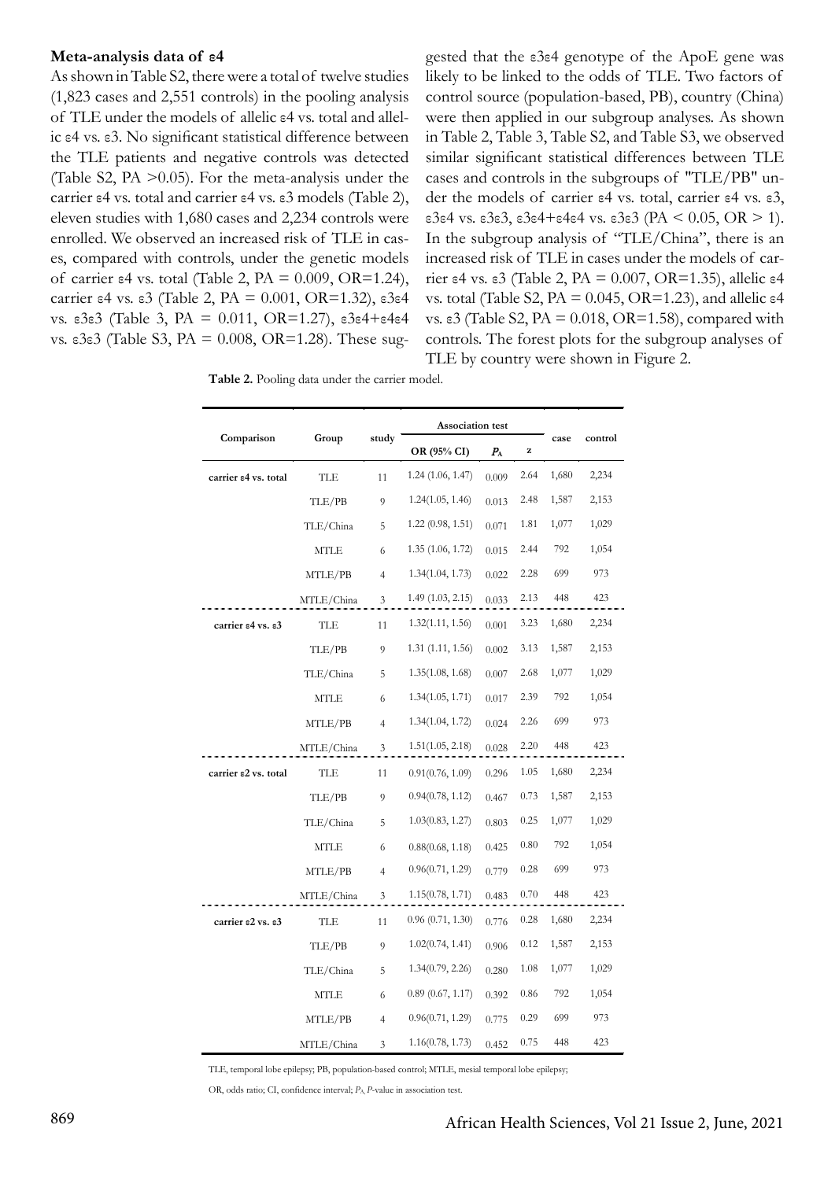**Meta-analysis data of ε4**

As shown in Table S2, there were a total of twelve studies (1,823 cases and 2,551 controls) in the pooling analysis of TLE under the models of allelic ε4 vs. total and allelic ε4 vs. ε3. No significant statistical difference between the TLE patients and negative controls was detected (Table S2, PA >0.05). For the meta-analysis under the carrier ε4 vs. total and carrier ε4 vs. ε3 models (Table 2), eleven studies with 1,680 cases and 2,234 controls were enrolled. We observed an increased risk of TLE in cases, compared with controls, under the genetic models of carrier ε4 vs. total (Table 2, PA = 0.009, OR=1.24), carrier ε4 vs. ε3 (Table 2, PA = 0.001, OR=1.32), ε3ε4 vs. ε3ε3 (Table 3, PA = 0.011, OR=1.27), ε3ε4+ε4ε4 vs. ε3ε3 (Table S3, PA = 0.008, OR=1.28). These suggested that the ε3ε4 genotype of the ApoE gene was likely to be linked to the odds of TLE. Two factors of control source (population-based, PB), country (China) were then applied in our subgroup analyses. As shown in Table 2, Table 3, Table S2, and Table S3, we observed similar significant statistical differences between TLE cases and controls in the subgroups of "TLE/PB" under the models of carrier ε4 vs. total, carrier ε4 vs. ε3, ε3ε4 vs. ε3ε3, ε3ε4+ε4ε4 vs. ε3ε3 (PA < 0.05, OR > 1). In the subgroup analysis of "TLE/China", there is an increased risk of TLE in cases under the models of carrier ε4 vs. ε3 (Table 2, PA = 0.007, OR=1.35), allelic ε4 vs. total (Table S2, PA = 0.045, OR=1.23), and allelic ε4 vs. ε3 (Table S2, PA = 0.018, OR=1.58), compared with controls. The forest plots for the subgroup analyses of TLE by country were shown in Figure 2.

**Table 2.** Pooling data under the carrier model.

| Comparison | Group | study | Association test | | | case | control |
|---|---|---|---|---|---|---|---|
| | | | OR (95% CI) | $P_A$ | z | | |
| **carrier ε4 vs. total** | TLE | 11 | 1.24 (1.06, 1.47) | 0.009 | 2.64 | 1,680 | 2,234 |
| | TLE/PB | 9 | 1.24(1.05, 1.46) | 0.013 | 2.48 | 1,587 | 2,153 |
| | TLE/China | 5 | 1.22 (0.98, 1.51) | 0.071 | 1.81 | 1,077 | 1,029 |
| | MTLE | 6 | 1.35 (1.06, 1.72) | 0.015 | 2.44 | 792 | 1,054 |
| | MTLE/PB | 4 | 1.34(1.04, 1.73) | 0.022 | 2.28 | 699 | 973 |
| | MTLE/China | 3 | 1.49 (1.03, 2.15) | 0.033 | 2.13 | 448 | 423 |
| **carrier ε4 vs. ε3** | TLE | 11 | 1.32(1.11, 1.56) | 0.001 | 3.23 | 1,680 | 2,234 |
| | TLE/PB | 9 | 1.31 (1.11, 1.56) | 0.002 | 3.13 | 1,587 | 2,153 |
| | TLE/China | 5 | 1.35(1.08, 1.68) | 0.007 | 2.68 | 1,077 | 1,029 |
| | MTLE | 6 | 1.34(1.05, 1.71) | 0.017 | 2.39 | 792 | 1,054 |
| | MTLE/PB | 4 | 1.34(1.04, 1.72) | 0.024 | 2.26 | 699 | 973 |
| | MTLE/China | 3 | 1.51(1.05, 2.18) | 0.028 | 2.20 | 448 | 423 |
| **carrier ε2 vs. total** | TLE | 11 | 0.91(0.76, 1.09) | 0.296 | 1.05 | 1,680 | 2,234 |
| | TLE/PB | 9 | 0.94(0.78, 1.12) | 0.467 | 0.73 | 1,587 | 2,153 |
| | TLE/China | 5 | 1.03(0.83, 1.27) | 0.803 | 0.25 | 1,077 | 1,029 |
| | MTLE | 6 | 0.88(0.68, 1.18) | 0.425 | 0.80 | 792 | 1,054 |
| | MTLE/PB | 4 | 0.96(0.71, 1.29) | 0.779 | 0.28 | 699 | 973 |
| | MTLE/China | 3 | 1.15(0.78, 1.71) | 0.483 | 0.70 | 448 | 423 |
| **carrier ε2 vs. ε3** | TLE | 11 | 0.96 (0.71, 1.30) | 0.776 | 0.28 | 1,680 | 2,234 |
| | TLE/PB | 9 | 1.02(0.74, 1.41) | 0.906 | 0.12 | 1,587 | 2,153 |
| | TLE/China | 5 | 1.34(0.79, 2.26) | 0.280 | 1.08 | 1,077 | 1,029 |
| | MTLE | 6 | 0.89 (0.67, 1.17) | 0.392 | 0.86 | 792 | 1,054 |
| | MTLE/PB | 4 | 0.96(0.71, 1.29) | 0.775 | 0.29 | 699 | 973 |
| | MTLE/China | 3 | 1.16(0.78, 1.73) | 0.452 | 0.75 | 448 | 423 |

TLE, temporal lobe epilepsy; PB, population-based control; MTLE, mesial temporal lobe epilepsy;

OR, odds ratio; CI, confidence interval; $P_A$, *P*-value in association test.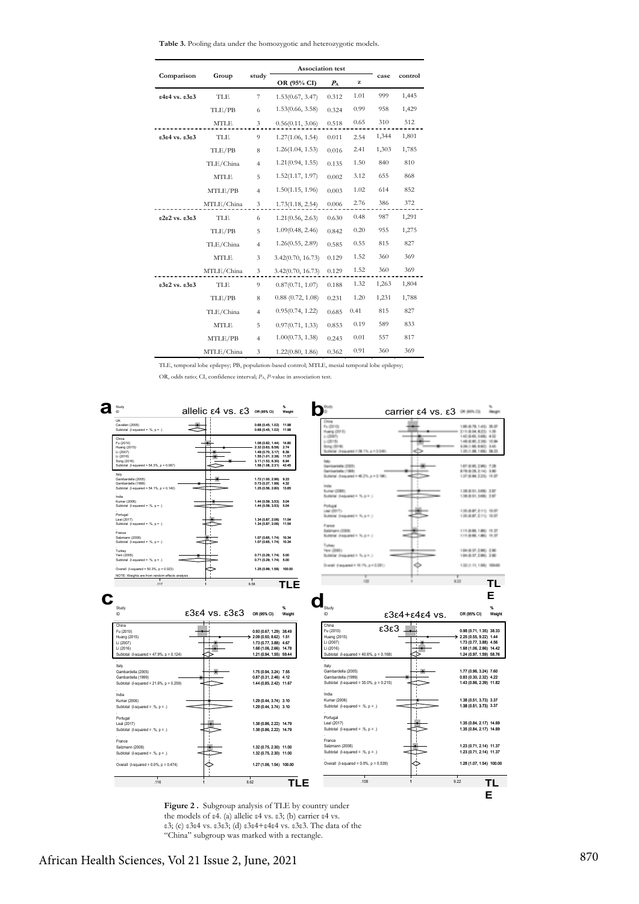**Table 3.** Pooling data under the homozygotic and heterozygotic models.

| Comparison | Group | study | Association test | | | case | control |
|---|---|---|---|---|---|---|---|
| | | | OR (95% CI) | $P_A$ | z | | |
| ε4ε4 vs. ε3ε3 | TLE | 7 | 1.53(0.67, 3.47) | 0.312 | 1.01 | 999 | 1,445 |
| | TLE/PB | 6 | 1.53(0.66, 3.58) | 0.324 | 0.99 | 958 | 1,429 |
| | MTLE | 3 | 0.56(0.11, 3.06) | 0.518 | 0.65 | 310 | 512 |
| ε3ε4 vs. ε3ε3 | TLE | 9 | 1.27(1.06, 1.54) | 0.011 | 2.54 | 1,344 | 1,801 |
| | TLE/PB | 8 | 1.26(1.04, 1.53) | 0.016 | 2.41 | 1,303 | 1,785 |
| | TLE/China | 4 | 1.21(0.94, 1.55) | 0.135 | 1.50 | 840 | 810 |
| | MTLE | 5 | 1.52(1.17, 1.97) | 0.002 | 3.12 | 655 | 868 |
| | MTLE/PB | 4 | 1.50(1.15, 1.96) | 0.003 | 1.02 | 614 | 852 |
| | MTLE/China | 3 | 1.73(1.18, 2.54) | 0.006 | 2.76 | 386 | 372 |
| ε2ε2 vs. ε3ε3 | TLE | 6 | 1.21(0.56, 2.63) | 0.630 | 0.48 | 987 | 1,291 |
| | TLE/PB | 5 | 1.09(0.48, 2.46) | 0.842 | 0.20 | 955 | 1,275 |
| | TLE/China | 4 | 1.26(0.55, 2.89) | 0.585 | 0.55 | 815 | 827 |
| | MTLE | 3 | 3.42(0.70, 16.73) | 0.129 | 1.52 | 360 | 369 |
| | MTLE/China | 3 | 3.42(0.70, 16.73) | 0.129 | 1.52 | 360 | 369 |
| ε3ε2 vs. ε3ε3 | TLE | 9 | 0.87(0.71, 1.07) | 0.188 | 1.32 | 1,263 | 1,804 |
| | TLE/PB | 8 | 0.88 (0.72, 1.08) | 0.231 | 1.20 | 1,231 | 1,788 |
| | TLE/China | 4 | 0.95(0.74, 1.22) | 0.685 | 0.41 | 815 | 827 |
| | MTLE | 5 | 0.97(0.71, 1.33) | 0.853 | 0.19 | 589 | 833 |
| | MTLE/PB | 4 | 1.00(0.73, 1.38) | 0.243 | 0.01 | 557 | 817 |
| | MTLE/China | 3 | 1.22(0.80, 1.86) | 0.362 | 0.91 | 360 | 369 |

TLE, temporal lobe epilepsy; PB, population-based control; MTLE, mesial temporal lobe epilepsy; OR, odds ratio; CI, confidence interval; $P_A$, *P*-value in association test.

**Figure 2 .** Subgroup analysis of TLE by country under the models of ε4. (a) allelic ε4 vs. ε3; (b) carrier ε4 vs. ε3; (c) ε3ε4 vs. ε3ε3; (d) ε3ε4+ε4ε4 vs. ε3ε3. The data of the "China" subgroup was marked with a rectangle.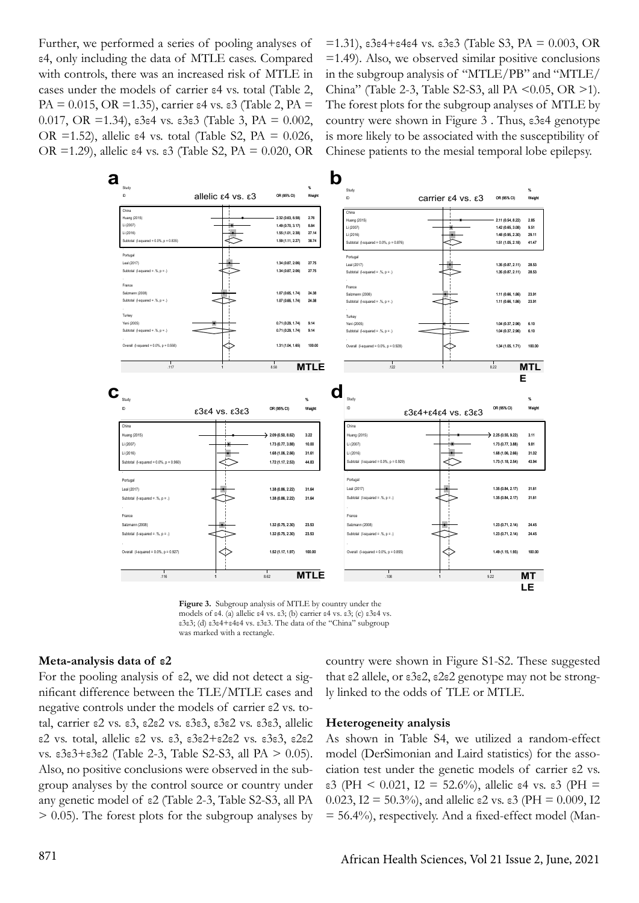Further, we performed a series of pooling analyses of ε4, only including the data of MTLE cases. Compared with controls, there was an increased risk of MTLE in cases under the models of carrier ε4 vs. total (Table 2, PA = 0.015, OR =1.35), carrier ε4 vs. ε3 (Table 2, PA = 0.017, OR =1.34), ε3ε4 vs. ε3ε3 (Table 3, PA = 0.002, OR =1.52), allelic ε4 vs. total (Table S2, PA = 0.026, OR =1.29), allelic ε4 vs. ε3 (Table S2, PA = 0.020, OR =1.31), ε3ε4+ε4ε4 vs. ε3ε3 (Table S3, PA = 0.003, OR =1.49). Also, we observed similar positive conclusions in the subgroup analysis of "MTLE/PB" and "MTLE/China" (Table 2-3, Table S2-S3, all PA <0.05, OR >1). The forest plots for the subgroup analyses of MTLE by country were shown in Figure 3 . Thus, ε3ε4 genotype is more likely to be associated with the susceptibility of Chinese patients to the mesial temporal lobe epilepsy.

**Figure 3.** Subgroup analysis of MTLE by country under the models of ε4. (a) allelic ε4 vs. ε3; (b) carrier ε4 vs. ε3; (c) ε3ε4 vs. ε3ε3; (d) ε3ε4+ε4ε4 vs. ε3ε3. The data of the "China" subgroup was marked with a rectangle.

### Meta-analysis data of ε2

For the pooling analysis of ε2, we did not detect a significant difference between the TLE/MTLE cases and negative controls under the models of carrier ε2 vs. total, carrier ε2 vs. ε3, ε2ε2 vs. ε3ε3, ε3ε2 vs. ε3ε3, allelic ε2 vs. total, allelic ε2 vs. ε3, ε3ε2+ε2ε2 vs. ε3ε3, ε2ε2 vs. ε3ε3+ε3ε2 (Table 2-3, Table S2-S3, all PA > 0.05). Also, no positive conclusions were observed in the subgroup analyses by the control source or country under any genetic model of ε2 (Table 2-3, Table S2-S3, all PA > 0.05). The forest plots for the subgroup analyses by country were shown in Figure S1-S2. These suggested that ε2 allele, or ε3ε2, ε2ε2 genotype may not be strongly linked to the odds of TLE or MTLE.

### Heterogeneity analysis

As shown in Table S4, we utilized a random-effect model (DerSimonian and Laird statistics) for the association test under the genetic models of carrier ε2 vs. ε3 (PH < 0.021, I2 = 52.6%), allelic ε4 vs. ε3 (PH = 0.023, I2 = 50.3%), and allelic ε2 vs. ε3 (PH = 0.009, I2 = 56.4%), respectively. And a fixed-effect model (Man-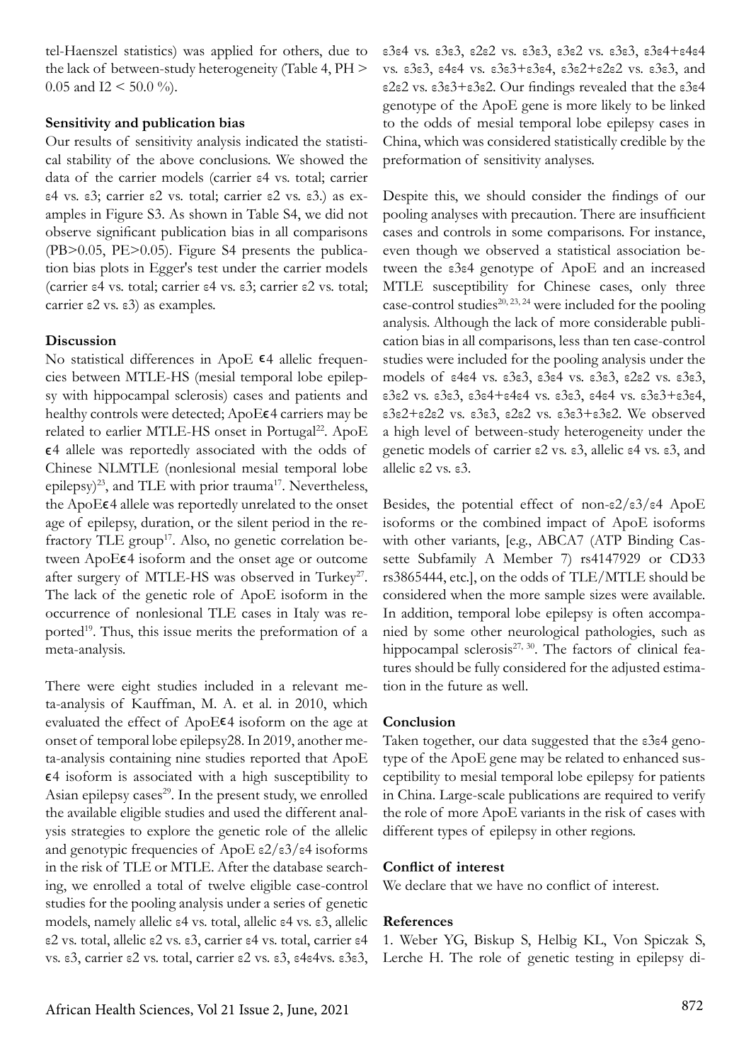tel-Haenszel statistics) was applied for others, due to the lack of between-study heterogeneity (Table 4, PH > 0.05 and I2 < 50.0 %).

**Sensitivity and publication bias**

Our results of sensitivity analysis indicated the statistical stability of the above conclusions. We showed the data of the carrier models (carrier ε4 vs. total; carrier ε4 vs. ε3; carrier ε2 vs. total; carrier ε2 vs. ε3.) as examples in Figure S3. As shown in Table S4, we did not observe significant publication bias in all comparisons (PB>0.05, PE>0.05). Figure S4 presents the publication bias plots in Egger's test under the carrier models (carrier ε4 vs. total; carrier ε4 vs. ε3; carrier ε2 vs. total; carrier ε2 vs. ε3) as examples.

## Discussion

No statistical differences in ApoE ϵ4 allelic frequencies between MTLE-HS (mesial temporal lobe epilepsy with hippocampal sclerosis) cases and patients and healthy controls were detected; ApoEϵ4 carriers may be related to earlier MTLE-HS onset in Portugal[22]. ApoE ϵ4 allele was reportedly associated with the odds of Chinese NLMTLE (nonlesional mesial temporal lobe epilepsy)[23], and TLE with prior trauma[17]. Nevertheless, the ApoEϵ4 allele was reportedly unrelated to the onset age of epilepsy, duration, or the silent period in the refractory TLE group[17]. Also, no genetic correlation between ApoEϵ4 isoform and the onset age or outcome after surgery of MTLE-HS was observed in Turkey[27]. The lack of the genetic role of ApoE isoform in the occurrence of nonlesional TLE cases in Italy was reported[19]. Thus, this issue merits the preformation of a meta-analysis.

There were eight studies included in a relevant meta-analysis of Kauffman, M. A. et al. in 2010, which evaluated the effect of ApoEϵ4 isoform on the age at onset of temporal lobe epilepsy28. In 2019, another meta-analysis containing nine studies reported that ApoE ϵ4 isoform is associated with a high susceptibility to Asian epilepsy cases[29]. In the present study, we enrolled the available eligible studies and used the different analysis strategies to explore the genetic role of the allelic and genotypic frequencies of ApoE ε2/ε3/ε4 isoforms in the risk of TLE or MTLE. After the database searching, we enrolled a total of twelve eligible case-control studies for the pooling analysis under a series of genetic models, namely allelic ε4 vs. total, allelic ε4 vs. ε3, allelic ε2 vs. total, allelic ε2 vs. ε3, carrier ε4 vs. total, carrier ε4 vs. ε3, carrier ε2 vs. total, carrier ε2 vs. ε3, ε4ε4vs. ε3ε3, ε3ε4 vs. ε3ε3, ε2ε2 vs. ε3ε3, ε3ε2 vs. ε3ε3, ε3ε4+ε4ε4 vs. ε3ε3, ε4ε4 vs. ε3ε3+ε3ε4, ε3ε2+ε2ε2 vs. ε3ε3, and ε2ε2 vs. ε3ε3+ε3ε2. Our findings revealed that the ε3ε4 genotype of the ApoE gene is more likely to be linked to the odds of mesial temporal lobe epilepsy cases in China, which was considered statistically credible by the preformation of sensitivity analyses.

Despite this, we should consider the findings of our pooling analyses with precaution. There are insufficient cases and controls in some comparisons. For instance, even though we observed a statistical association between the ε3ε4 genotype of ApoE and an increased MTLE susceptibility for Chinese cases, only three case-control studies[20, 23, 24] were included for the pooling analysis. Although the lack of more considerable publication bias in all comparisons, less than ten case-control studies were included for the pooling analysis under the models of ε4ε4 vs. ε3ε3, ε3ε4 vs. ε3ε3, ε2ε2 vs. ε3ε3, ε3ε2 vs. ε3ε3, ε3ε4+ε4ε4 vs. ε3ε3, ε4ε4 vs. ε3ε3+ε3ε4, ε3ε2+ε2ε2 vs. ε3ε3, ε2ε2 vs. ε3ε3+ε3ε2. We observed a high level of between-study heterogeneity under the genetic models of carrier ε2 vs. ε3, allelic ε4 vs. ε3, and allelic ε2 vs. ε3.

Besides, the potential effect of non-ε2/ε3/ε4 ApoE isoforms or the combined impact of ApoE isoforms with other variants, [e.g., ABCA7 (ATP Binding Cassette Subfamily A Member 7) rs4147929 or CD33 rs3865444, etc.], on the odds of TLE/MTLE should be considered when the more sample sizes were available. In addition, temporal lobe epilepsy is often accompanied by some other neurological pathologies, such as hippocampal sclerosis[27, 30]. The factors of clinical features should be fully considered for the adjusted estimation in the future as well.

## Conclusion

Taken together, our data suggested that the ε3ε4 genotype of the ApoE gene may be related to enhanced susceptibility to mesial temporal lobe epilepsy for patients in China. Large-scale publications are required to verify the role of more ApoE variants in the risk of cases with different types of epilepsy in other regions.

## Conflict of interest

We declare that we have no conflict of interest.

## References

1. Weber YG, Biskup S, Helbig KL, Von Spiczak S, Lerche H. The role of genetic testing in epilepsy di-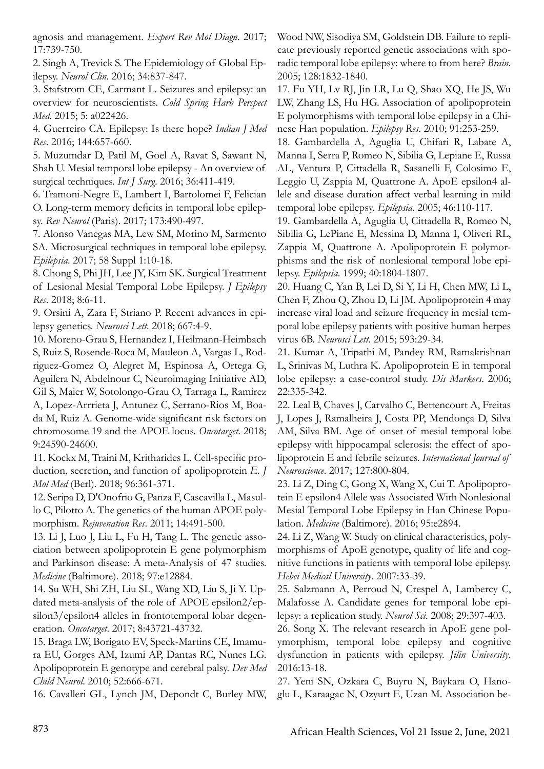agnosis and management. *Expert Rev Mol Diagn*. 2017; 17:739-750.

2. Singh A, Trevick S. The Epidemiology of Global Epilepsy. *Neurol Clin*. 2016; 34:837-847.

3. Stafstrom CE, Carmant L. Seizures and epilepsy: an overview for neuroscientists. *Cold Spring Harb Perspect Med*. 2015; 5: a022426.

4. Guerreiro CA. Epilepsy: Is there hope? *Indian J Med Res*. 2016; 144:657-660.

5. Muzumdar D, Patil M, Goel A, Ravat S, Sawant N, Shah U. Mesial temporal lobe epilepsy - An overview of surgical techniques. *Int J Surg*. 2016; 36:411-419.

6. Tramoni-Negre E, Lambert I, Bartolomei F, Felician O. Long-term memory deficits in temporal lobe epilepsy. *Rev Neurol* (Paris). 2017; 173:490-497.

7. Alonso Vanegas MA, Lew SM, Morino M, Sarmento SA. Microsurgical techniques in temporal lobe epilepsy. *Epilepsia*. 2017; 58 Suppl 1:10-18.

8. Chong S, Phi JH, Lee JY, Kim SK. Surgical Treatment of Lesional Mesial Temporal Lobe Epilepsy. *J Epilepsy Res*. 2018; 8:6-11.

9. Orsini A, Zara F, Striano P. Recent advances in epilepsy genetics. *Neurosci Lett*. 2018; 667:4-9.

10. Moreno-Grau S, Hernandez I, Heilmann-Heimbach S, Ruiz S, Rosende-Roca M, Mauleon A, Vargas L, Rodriguez-Gomez O, Alegret M, Espinosa A, Ortega G, Aguilera N, Abdelnour C, Neuroimaging Initiative AD, Gil S, Maier W, Sotolongo-Grau O, Tarraga L, Ramirez A, Lopez-Arrrieta J, Antunez C, Serrano-Rios M, Boada M, Ruiz A. Genome-wide significant risk factors on chromosome 19 and the APOE locus. *Oncotarget*. 2018; 9:24590-24600.

11. Kockx M, Traini M, Kritharides L. Cell-specific production, secretion, and function of apolipoprotein E. *J Mol Med* (Berl). 2018; 96:361-371.

12. Seripa D, D'Onofrio G, Panza F, Cascavilla L, Masullo C, Pilotto A. The genetics of the human APOE polymorphism. *Rejuvenation Res*. 2011; 14:491-500.

13. Li J, Luo J, Liu L, Fu H, Tang L. The genetic association between apolipoprotein E gene polymorphism and Parkinson disease: A meta-Analysis of 47 studies. *Medicine* (Baltimore). 2018; 97:e12884.

14. Su WH, Shi ZH, Liu SL, Wang XD, Liu S, Ji Y. Updated meta-analysis of the role of APOE epsilon2/epsilon3/epsilon4 alleles in frontotemporal lobar degeneration. *Oncotarget*. 2017; 8:43721-43732.

15. Braga LW, Borigato EV, Speck-Martins CE, Imamura EU, Gorges AM, Izumi AP, Dantas RC, Nunes LG. Apolipoprotein E genotype and cerebral palsy. *Dev Med Child Neurol*. 2010; 52:666-671.

16. Cavalleri GL, Lynch JM, Depondt C, Burley MW, Wood NW, Sisodiya SM, Goldstein DB. Failure to replicate previously reported genetic associations with sporadic temporal lobe epilepsy: where to from here? *Brain*. 2005; 128:1832-1840.

17. Fu YH, Lv RJ, Jin LR, Lu Q, Shao XQ, He JS, Wu LW, Zhang LS, Hu HG. Association of apolipoprotein E polymorphisms with temporal lobe epilepsy in a Chinese Han population. *Epilepsy Res*. 2010; 91:253-259.

18. Gambardella A, Aguglia U, Chifari R, Labate A, Manna I, Serra P, Romeo N, Sibilia G, Lepiane E, Russa AL, Ventura P, Cittadella R, Sasanelli F, Colosimo E, Leggio U, Zappia M, Quattrone A. ApoE epsilon4 allele and disease duration affect verbal learning in mild temporal lobe epilepsy. *Epilepsia*. 2005; 46:110-117.

19. Gambardella A, Aguglia U, Cittadella R, Romeo N, Sibilia G, LePiane E, Messina D, Manna I, Oliveri RL, Zappia M, Quattrone A. Apolipoprotein E polymorphisms and the risk of nonlesional temporal lobe epilepsy. *Epilepsia*. 1999; 40:1804-1807.

20. Huang C, Yan B, Lei D, Si Y, Li H, Chen MW, Li L, Chen F, Zhou Q, Zhou D, Li JM. Apolipoprotein 4 may increase viral load and seizure frequency in mesial temporal lobe epilepsy patients with positive human herpes virus 6B. *Neurosci Lett*. 2015; 593:29-34.

21. Kumar A, Tripathi M, Pandey RM, Ramakrishnan L, Srinivas M, Luthra K. Apolipoprotein E in temporal lobe epilepsy: a case-control study. *Dis Markers*. 2006; 22:335-342.

22. Leal B, Chaves J, Carvalho C, Bettencourt A, Freitas J, Lopes J, Ramalheira J, Costa PP, Mendonça D, Silva AM, Silva BM. Age of onset of mesial temporal lobe epilepsy with hippocampal sclerosis: the effect of apolipoprotein E and febrile seizures. *International Journal of Neuroscience*. 2017; 127:800-804.

23. Li Z, Ding C, Gong X, Wang X, Cui T. Apolipoprotein E epsilon4 Allele was Associated With Nonlesional Mesial Temporal Lobe Epilepsy in Han Chinese Population. *Medicine* (Baltimore). 2016; 95:e2894.

24. Li Z, Wang W. Study on clinical characteristics, polymorphisms of ApoE genotype, quality of life and cognitive functions in patients with temporal lobe epilepsy. *Hebei Medical University*. 2007:33-39.

25. Salzmann A, Perroud N, Crespel A, Lambercy C, Malafosse A. Candidate genes for temporal lobe epilepsy: a replication study. *Neurol Sci*. 2008; 29:397-403.

26. Song X. The relevant research in ApoE gene polymorphism, temporal lobe epilepsy and cognitive dysfunction in patients with epilepsy. *Jilin University*. 2016:13-18.

27. Yeni SN, Ozkara C, Buyru N, Baykara O, Hanoglu L, Karaagac N, Ozyurt E, Uzan M. Association be-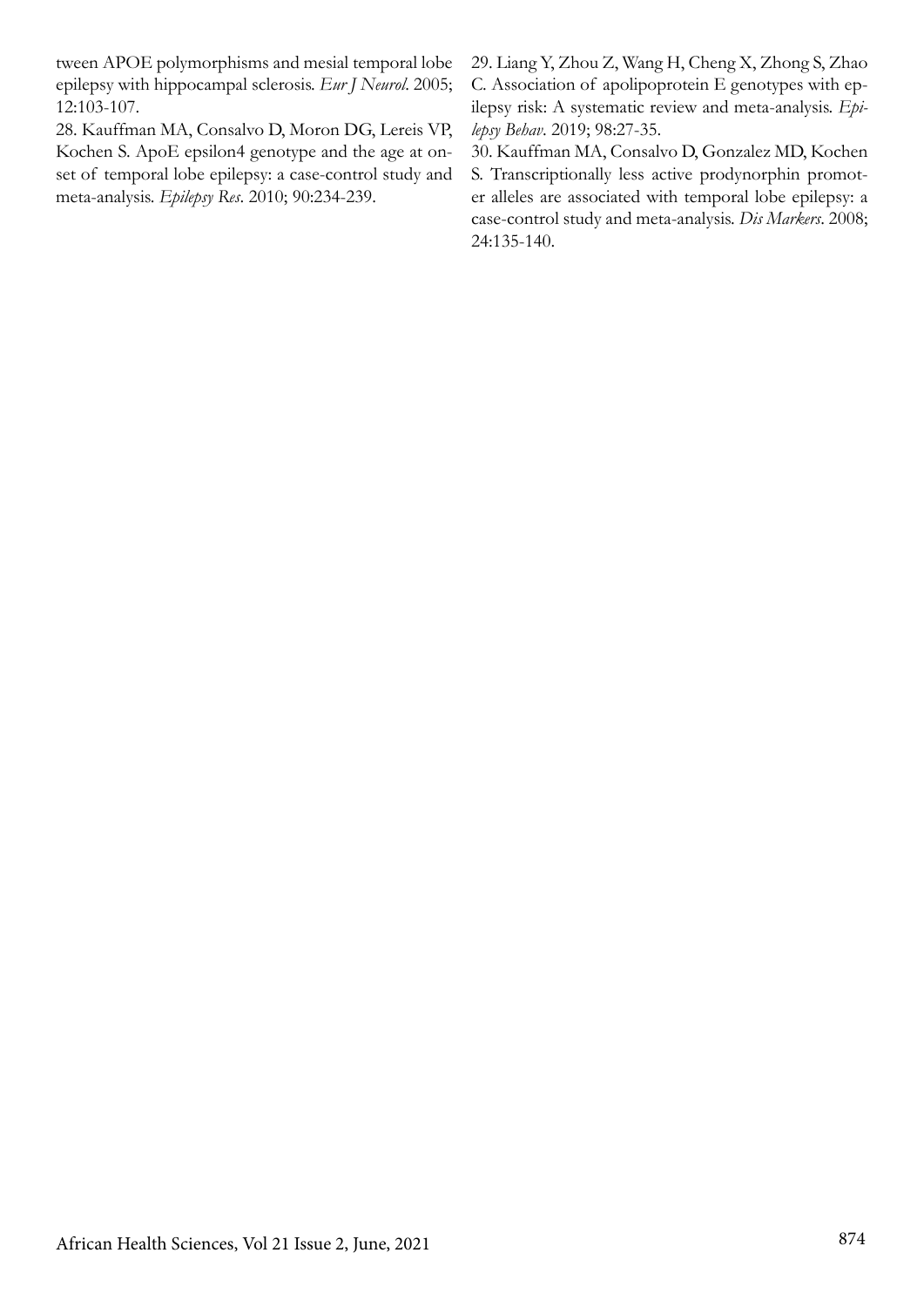tween APOE polymorphisms and mesial temporal lobe epilepsy with hippocampal sclerosis. *Eur J Neurol*. 2005; 12:103-107.

28. Kauffman MA, Consalvo D, Moron DG, Lereis VP, Kochen S. ApoE epsilon4 genotype and the age at onset of temporal lobe epilepsy: a case-control study and meta-analysis. *Epilepsy Res*. 2010; 90:234-239.

29. Liang Y, Zhou Z, Wang H, Cheng X, Zhong S, Zhao C. Association of apolipoprotein E genotypes with epilepsy risk: A systematic review and meta-analysis. *Epilepsy Behav*. 2019; 98:27-35.

30. Kauffman MA, Consalvo D, Gonzalez MD, Kochen S. Transcriptionally less active prodynorphin promoter alleles are associated with temporal lobe epilepsy: a case-control study and meta-analysis. *Dis Markers*. 2008; 24:135-140.